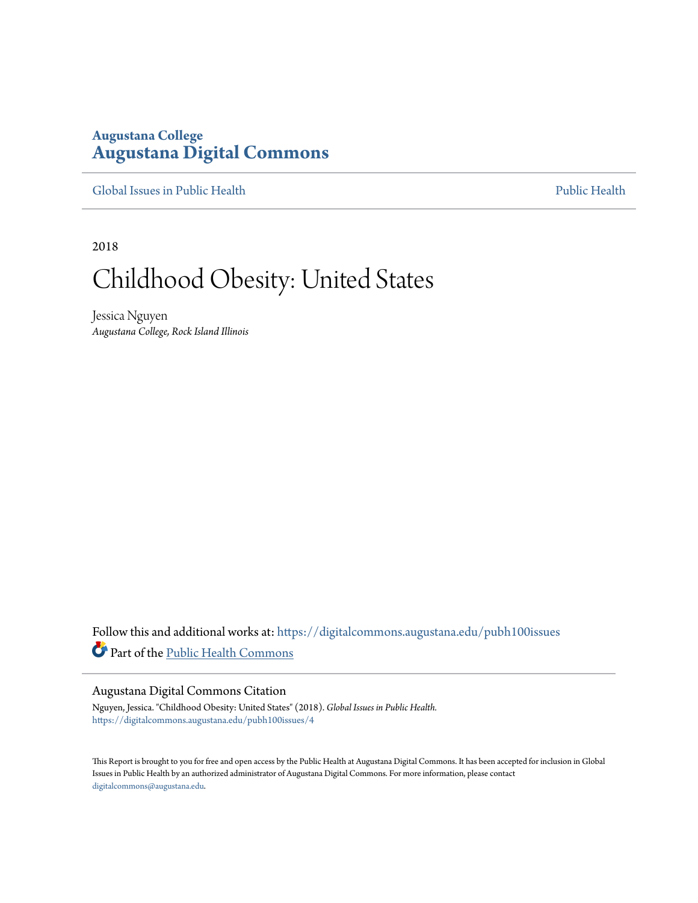**Augustana College**

# Augustana Digital Commons

Global Issues in Public Health | Public Health

2018

# Childhood Obesity: United States

Jessica Nguyen

*Augustana College, Rock Island Illinois*

Follow this and additional works at: https://digitalcommons.augustana.edu/pubh100issues

Part of the Public Health Commons

### Augustana Digital Commons Citation

Nguyen, Jessica. "Childhood Obesity: United States" (2018). *Global Issues in Public Health.*
https://digitalcommons.augustana.edu/pubh100issues/4

This Report is brought to you for free and open access by the Public Health at Augustana Digital Commons. It has been accepted for inclusion in Global Issues in Public Health by an authorized administrator of Augustana Digital Commons. For more information, please contact digitalcommons@augustana.edu.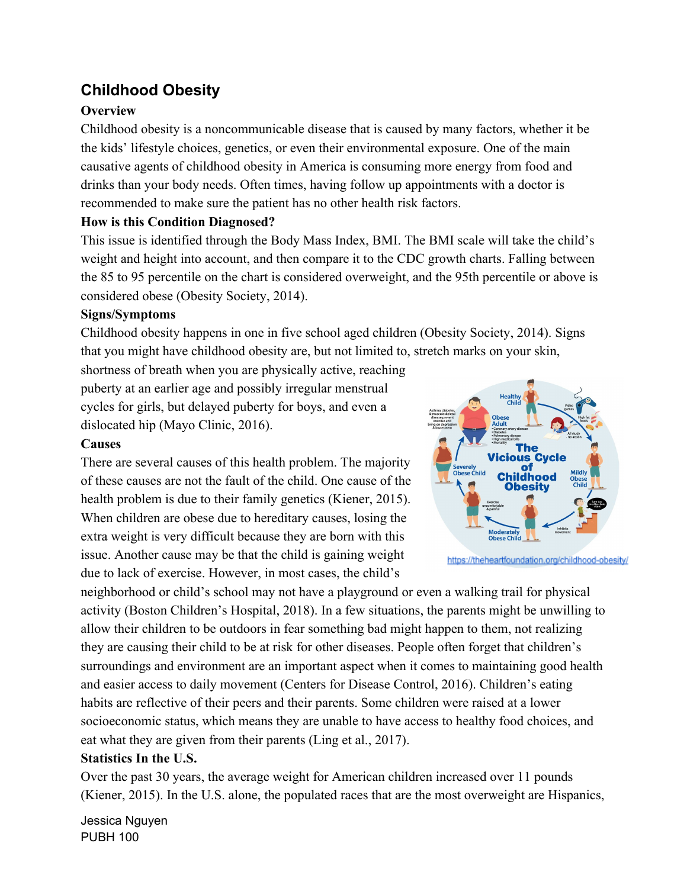## Childhood Obesity

### Overview

Childhood obesity is a noncommunicable disease that is caused by many factors, whether it be the kids' lifestyle choices, genetics, or even their environmental exposure. One of the main causative agents of childhood obesity in America is consuming more energy from food and drinks than your body needs. Often times, having follow up appointments with a doctor is recommended to make sure the patient has no other health risk factors.

### How is this Condition Diagnosed?

This issue is identified through the Body Mass Index, BMI. The BMI scale will take the child's weight and height into account, and then compare it to the CDC growth charts. Falling between the 85 to 95 percentile on the chart is considered overweight, and the 95th percentile or above is considered obese (Obesity Society, 2014).

### Signs/Symptoms

Childhood obesity happens in one in five school aged children (Obesity Society, 2014). Signs that you might have childhood obesity are, but not limited to, stretch marks on your skin, shortness of breath when you are physically active, reaching puberty at an earlier age and possibly irregular menstrual cycles for girls, but delayed puberty for boys, and even a dislocated hip (Mayo Clinic, 2016).

### Causes

There are several causes of this health problem. The majority of these causes are not the fault of the child. One cause of the health problem is due to their family genetics (Kiener, 2015). When children are obese due to hereditary causes, losing the extra weight is very difficult because they are born with this issue. Another cause may be that the child is gaining weight due to lack of exercise. However, in most cases, the child's neighborhood or child's school may not have a playground or even a walking trail for physical activity (Boston Children's Hospital, 2018). In a few situations, the parents might be unwilling to allow their children to be outdoors in fear something bad might happen to them, not realizing they are causing their child to be at risk for other diseases. People often forget that children's surroundings and environment are an important aspect when it comes to maintaining good health and easier access to daily movement (Centers for Disease Control, 2016). Children's eating habits are reflective of their peers and their parents. Some children were raised at a lower socioeconomic status, which means they are unable to have access to healthy food choices, and eat what they are given from their parents (Ling et al., 2017).

https://theheartfoundation.org/childhood-obesity/

### Statistics In the U.S.

Over the past 30 years, the average weight for American children increased over 11 pounds (Kiener, 2015). In the U.S. alone, the populated races that are the most overweight are Hispanics,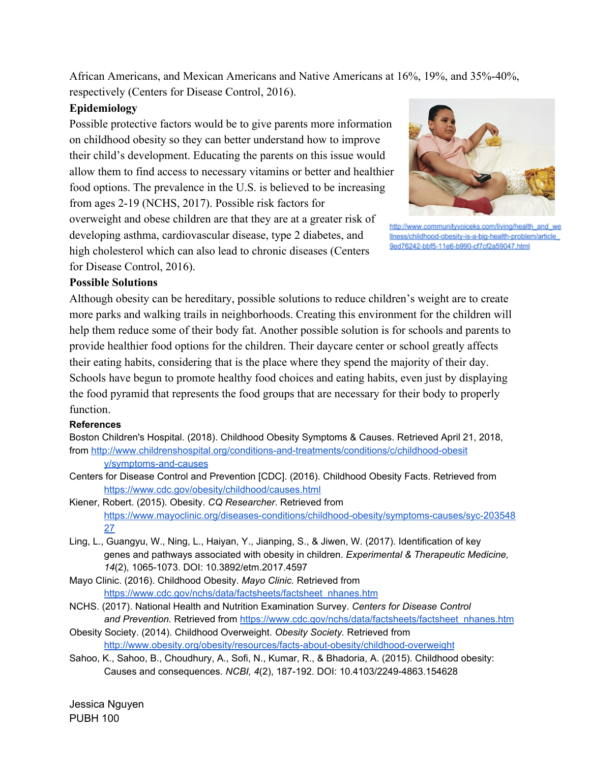African Americans, and Mexican Americans and Native Americans at 16%, 19%, and 35%-40%, respectively (Centers for Disease Control, 2016).

**Epidemiology**

Possible protective factors would be to give parents more information on childhood obesity so they can better understand how to improve their child's development. Educating the parents on this issue would allow them to find access to necessary vitamins or better and healthier food options. The prevalence in the U.S. is believed to be increasing from ages 2-19 (NCHS, 2017). Possible risk factors for overweight and obese children are that they are at a greater risk of developing asthma, cardiovascular disease, type 2 diabetes, and high cholesterol which can also lead to chronic diseases (Centers for Disease Control, 2016).

http://www.communityvoiceks.com/living/health_and_wellness/childhood-obesity-is-a-big-health-problem/article_9ed76242-bbf5-11e6-b990-cf7cf2a59047.html

**Possible Solutions**

Although obesity can be hereditary, possible solutions to reduce children's weight are to create more parks and walking trails in neighborhoods. Creating this environment for the children will help them reduce some of their body fat. Another possible solution is for schools and parents to provide healthier food options for the children. Their daycare center or school greatly affects their eating habits, considering that is the place where they spend the majority of their day. Schools have begun to promote healthy food choices and eating habits, even just by displaying the food pyramid that represents the food groups that are necessary for their body to properly function.

**References**

Boston Children's Hospital. (2018). Childhood Obesity Symptoms & Causes. Retrieved April 21, 2018, from http://www.childrenshospital.org/conditions-and-treatments/conditions/c/childhood-obesity/symptoms-and-causes

Centers for Disease Control and Prevention [CDC]. (2016). Childhood Obesity Facts. Retrieved from https://www.cdc.gov/obesity/childhood/causes.html

Kiener, Robert. (2015). Obesity. *CQ Researcher*. Retrieved from https://www.mayoclinic.org/diseases-conditions/childhood-obesity/symptoms-causes/syc-20354827

Ling, L., Guangyu, W., Ning, L., Haiyan, Y., Jianping, S., & Jiwen, W. (2017). Identification of key genes and pathways associated with obesity in children. *Experimental & Therapeutic Medicine, 14*(2), 1065-1073. DOI: 10.3892/etm.2017.4597

Mayo Clinic. (2016). Childhood Obesity. *Mayo Clinic.* Retrieved from https://www.cdc.gov/nchs/data/factsheets/factsheet_nhanes.htm

NCHS. (2017). National Health and Nutrition Examination Survey. *Centers for Disease Control and Prevention.* Retrieved from https://www.cdc.gov/nchs/data/factsheets/factsheet_nhanes.htm

Obesity Society. (2014). Childhood Overweight. *Obesity Society.* Retrieved from http://www.obesity.org/obesity/resources/facts-about-obesity/childhood-overweight

Sahoo, K., Sahoo, B., Choudhury, A., Sofi, N., Kumar, R., & Bhadoria, A. (2015). Childhood obesity: Causes and consequences. *NCBI, 4*(2), 187-192. DOI: 10.4103/2249-4863.154628

Jessica Nguyen
PUBH 100